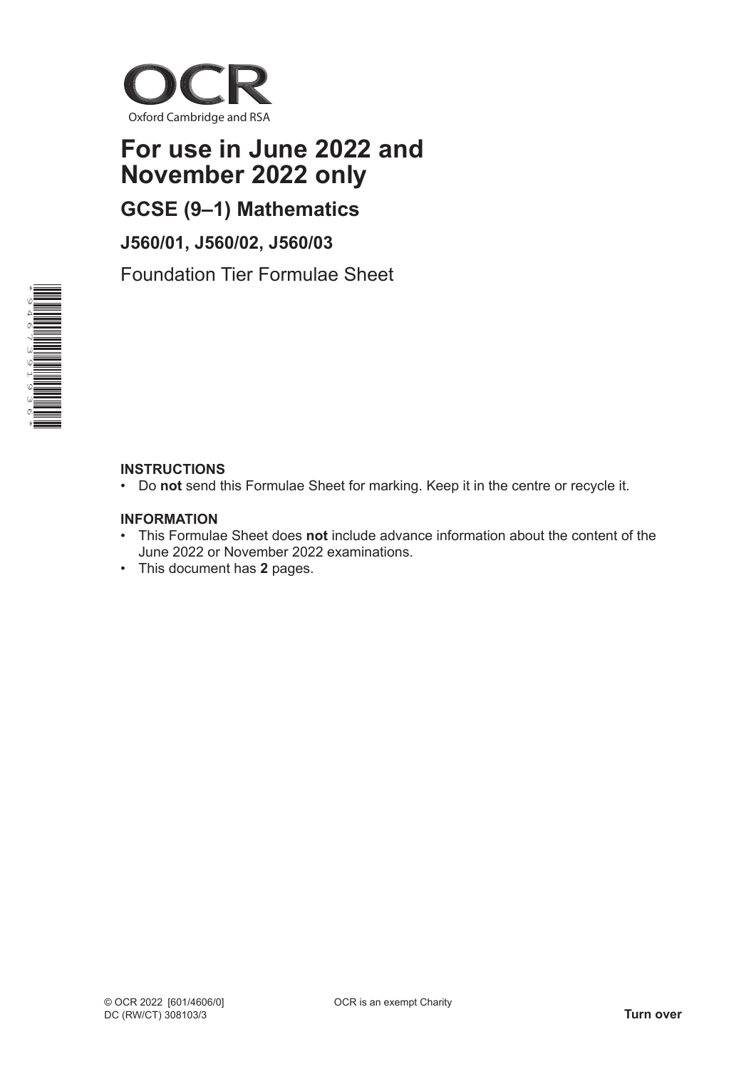OCR

Oxford Cambridge and RSA

# For use in June 2022 and November 2022 only

## GCSE (9–1) Mathematics

### J560/01, J560/02, J560/03

Foundation Tier Formulae Sheet

**INSTRUCTIONS**

- Do **not** send this Formulae Sheet for marking. Keep it in the centre or recycle it.

**INFORMATION**

- This Formulae Sheet does **not** include advance information about the content of the June 2022 or November 2022 examinations.
- This document has **2** pages.

© OCR 2022 [601/4606/0]
DC (RW/CT) 308103/3

OCR is an exempt Charity

**Turn over**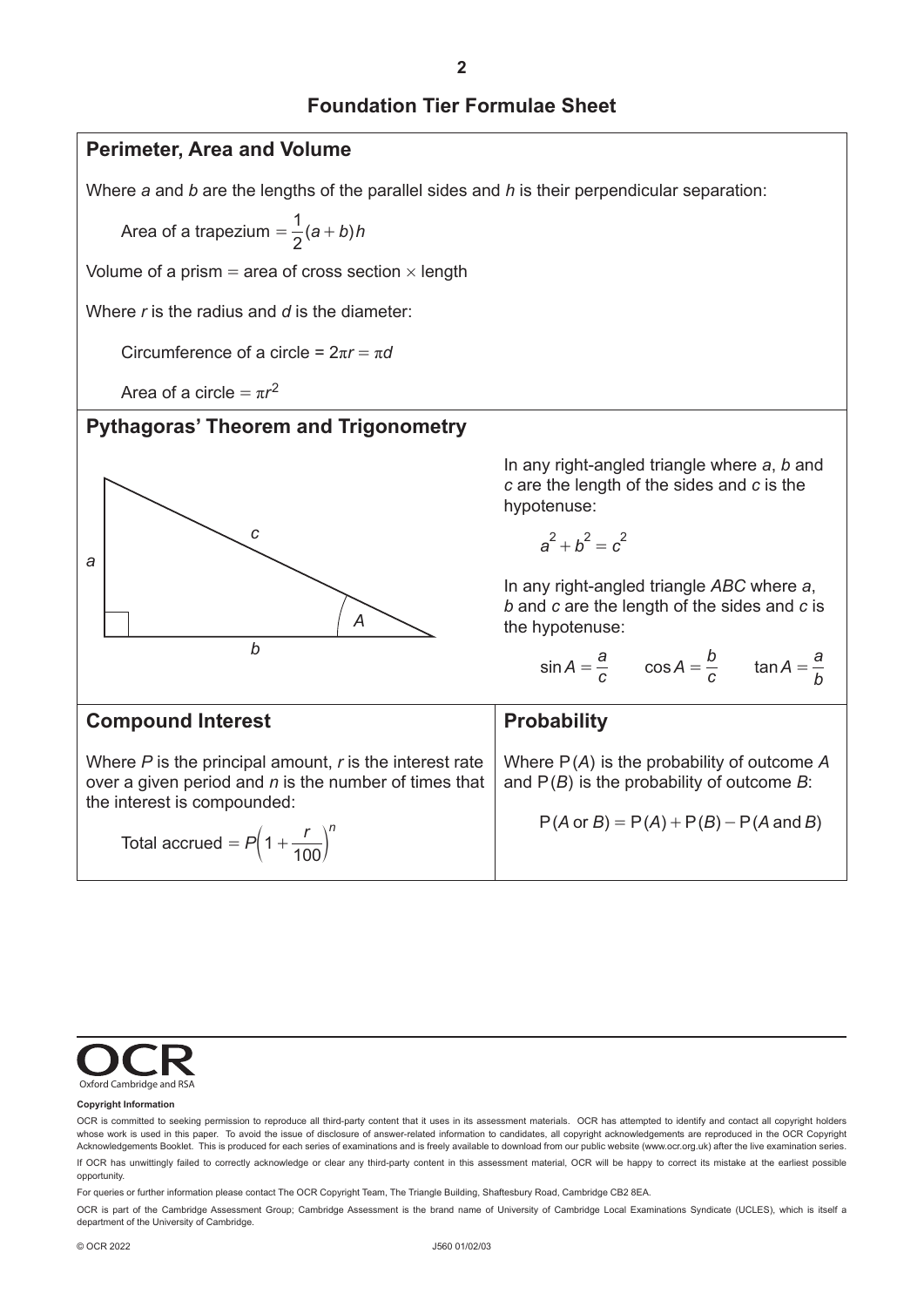# Foundation Tier Formulae Sheet

## Perimeter, Area and Volume

Where $a$ and $b$ are the lengths of the parallel sides and $h$ is their perpendicular separation:

Area of a trapezium $= \frac{1}{2}(a+b)h$

Volume of a prism = area of cross section × length

Where $r$ is the radius and $d$ is the diameter:

Circumference of a circle = $2\pi r = \pi d$

Area of a circle $= \pi r^2$

## Pythagoras' Theorem and Trigonometry

a

c

A

b

In any right-angled triangle where $a$, $b$ and $c$ are the length of the sides and $c$ is the hypotenuse:

$$a^2 + b^2 = c^2$$

In any right-angled triangle $ABC$ where $a$, $b$ and $c$ are the length of the sides and $c$ is the hypotenuse:

$$\sin A = \frac{a}{c} \qquad \cos A = \frac{b}{c} \qquad \tan A = \frac{a}{b}$$

## Compound Interest

Where $P$ is the principal amount, $r$ is the interest rate over a given period and $n$ is the number of times that the interest is compounded:

Total accrued $= P\left(1 + \frac{r}{100}\right)^n$

## Probability

Where $P(A)$ is the probability of outcome $A$ and $P(B)$ is the probability of outcome $B$:

$$P(A \text{ or } B) = P(A) + P(B) - P(A \text{ and } B)$$

OCR
Oxford Cambridge and RSA

**Copyright Information**

OCR is committed to seeking permission to reproduce all third-party content that it uses in its assessment materials. OCR has attempted to identify and contact all copyright holders whose work is used in this paper. To avoid the issue of disclosure of answer-related information to candidates, all copyright acknowledgements are reproduced in the OCR Copyright Acknowledgements Booklet. This is produced for each series of examinations and is freely available to download from our public website (www.ocr.org.uk) after the live examination series.

If OCR has unwittingly failed to correctly acknowledge or clear any third-party content in this assessment material, OCR will be happy to correct its mistake at the earliest possible opportunity.

For queries or further information please contact The OCR Copyright Team, The Triangle Building, Shaftesbury Road, Cambridge CB2 8EA.

OCR is part of the Cambridge Assessment Group; Cambridge Assessment is the brand name of University of Cambridge Local Examinations Syndicate (UCLES), which is itself a department of the University of Cambridge.

© OCR 2022 J560 01/02/03